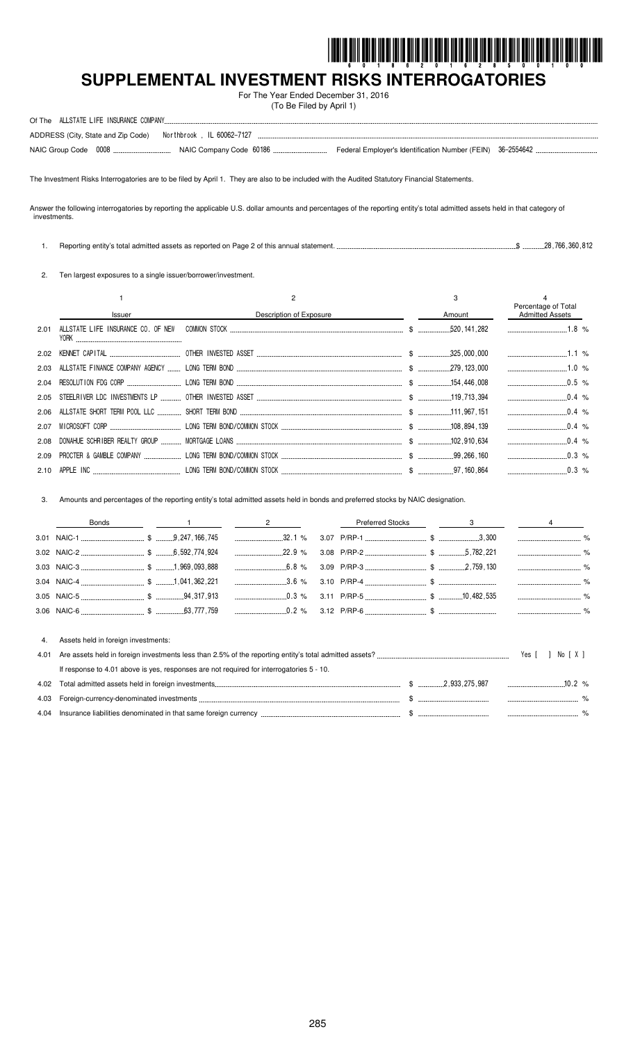# SUPPLEMENTAL INVESTMENT RISKS INTERROGATORIES

For The Year Ended December 31, 2016
(To Be Filed by April 1)

Of The ALLSTATE LIFE INSURANCE COMPANY

ADDRESS (City, State and Zip Code) Northbrook , IL 60062-7127

NAIC Group Code 0008 NAIC Company Code 60186 Federal Employer's Identification Number (FEIN) 36-2554642

The Investment Risks Interrogatories are to be filed by April 1. They are also to be included with the Audited Statutory Financial Statements.

Answer the following interrogatories by reporting the applicable U.S. dollar amounts and percentages of the reporting entity's total admitted assets held in that category of investments.

1. Reporting entity's total admitted assets as reported on Page 2 of this annual statement. $ 28,766,360,812

2. Ten largest exposures to a single issuer/borrower/investment.

| | 1<br>Issuer | 2<br>Description of Exposure | 3<br>Amount | 4<br>Percentage of Total Admitted Assets |
|---|---|---|---|---|
| 2.01 | ALLSTATE LIFE INSURANCE CO. OF NEW YORK | COMMON STOCK | $ 520,141,282 | 1.8 % |
| 2.02 | KENNET CAPITAL | OTHER INVESTED ASSET | $ 325,000,000 | 1.1 % |
| 2.03 | ALLSTATE FINANCE COMPANY AGENCY | LONG TERM BOND | $ 279,123,000 | 1.0 % |
| 2.04 | RESOLUTION FDG CORP | LONG TERM BOND | $ 154,446,008 | 0.5 % |
| 2.05 | STEELRIVER LDC INVESTMENTS LP | OTHER INVESTED ASSET | $ 119,713,394 | 0.4 % |
| 2.06 | ALLSTATE SHORT TERM POOL LLC | SHORT TERM BOND | $ 111,967,151 | 0.4 % |
| 2.07 | MICROSOFT CORP | LONG TERM BOND/COMMON STOCK | $ 108,894,139 | 0.4 % |
| 2.08 | DONAHUE SCHRIBER REALTY GROUP | MORTGAGE LOANS | $ 102,910,634 | 0.4 % |
| 2.09 | PROCTER & GAMBLE COMPANY | LONG TERM BOND/COMMON STOCK | $ 99,266,160 | 0.3 % |
| 2.10 | APPLE INC | LONG TERM BOND/COMMON STOCK | $ 97,160,864 | 0.3 % |

3. Amounts and percentages of the reporting entity's total admitted assets held in bonds and preferred stocks by NAIC designation.

| Bonds | 1 | 2 | Preferred Stocks | 3 | 4 |
|---|---|---|---|---|---|
| 3.01 NAIC-1 | $ 9,247,166,745 | 32.1 % | 3.07 P/RP-1 | $ 3,300 | % |
| 3.02 NAIC-2 | $ 6,592,774,924 | 22.9 % | 3.08 P/RP-2 | $ 5,782,221 | % |
| 3.03 NAIC-3 | $ 1,969,093,888 | 6.8 % | 3.09 P/RP-3 | $ 2,759,130 | % |
| 3.04 NAIC-4 | $ 1,041,362,221 | 3.6 % | 3.10 P/RP-4 | $ | % |
| 3.05 NAIC-5 | $ 94,317,913 | 0.3 % | 3.11 P/RP-5 | $ 10,482,535 | % |
| 3.06 NAIC-6 | $ 63,777,759 | 0.2 % | 3.12 P/RP-6 | $ | % |

4. Assets held in foreign investments:

4.01 Are assets held in foreign investments less than 2.5% of the reporting entity's total admitted assets? Yes [ ] No [ X ]

If response to 4.01 above is yes, responses are not required for interrogatories 5 - 10.

| | | | |
|---|---|---|---|
| 4.02 | Total admitted assets held in foreign investments | $ 2,933,275,987 | 10.2 % |
| 4.03 | Foreign-currency-denominated investments | $ | % |
| 4.04 | Insurance liabilities denominated in that same foreign currency | $ | % |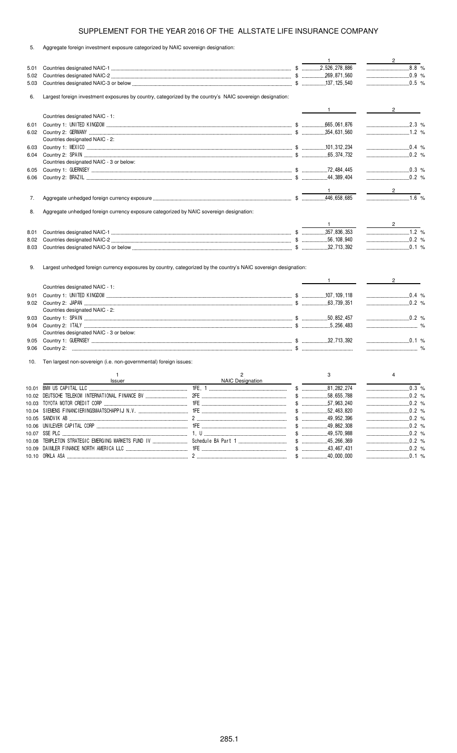SUPPLEMENT FOR THE YEAR 2016 OF THE ALLSTATE LIFE INSURANCE COMPANY

5. Aggregate foreign investment exposure categorized by NAIC sovereign designation:

| | | 1 | 2 |
|---|---|---|---|
| 5.01 | Countries designated NAIC-1 | $ 2,526,278,886 | 8.8 % |
| 5.02 | Countries designated NAIC-2 | $ 269,871,560 | 0.9 % |
| 5.03 | Countries designated NAIC-3 or below | $ 137,125,540 | 0.5 % |

6. Largest foreign investment exposures by country, categorized by the country's NAIC sovereign designation:

| | | 1 | 2 |
|---|---|---|---|
| | Countries designated NAIC - 1: | | |
| 6.01 | Country 1: UNITED KINGDOM | $ 665,061,876 | 2.3 % |
| 6.02 | Country 2: GERMANY | $ 354,631,560 | 1.2 % |
| | Countries designated NAIC - 2: | | |
| 6.03 | Country 1: MEXICO | $ 101,312,234 | 0.4 % |
| 6.04 | Country 2: SPAIN | $ 65,374,732 | 0.2 % |
| | Countries designated NAIC - 3 or below: | | |
| 6.05 | Country 1: GUERNSEY | $ 72,484,445 | 0.3 % |
| 6.06 | Country 2: BRAZIL | $ 44,389,404 | 0.2 % |

| | | 1 | 2 |
|---|---|---|---|
| 7. | Aggregate unhedged foreign currency exposure | $ 446,658,685 | 1.6 % |

8. Aggregate unhedged foreign currency exposure categorized by NAIC sovereign designation:

| | | 1 | 2 |
|---|---|---|---|
| 8.01 | Countries designated NAIC-1 | $ 357,836,353 | 1.2 % |
| 8.02 | Countries designated NAIC-2 | $ 56,108,940 | 0.2 % |
| 8.03 | Countries designated NAIC-3 or below | $ 32,713,392 | 0.1 % |

9. Largest unhedged foreign currency exposures by country, categorized by the country's NAIC sovereign designation:

| | | 1 | 2 |
|---|---|---|---|
| | Countries designated NAIC - 1: | | |
| 9.01 | Country 1: UNITED KINGDOM | $ 107,109,118 | 0.4 % |
| 9.02 | Country 2: JAPAN | $ 63,739,351 | 0.2 % |
| | Countries designated NAIC - 2: | | |
| 9.03 | Country 1: SPAIN | $ 50,852,457 | 0.2 % |
| 9.04 | Country 2: ITALY | $ 5,256,483 | % |
| | Countries designated NAIC - 3 or below: | | |
| 9.05 | Country 1: GUERNSEY | $ 32,713,392 | 0.1 % |
| 9.06 | Country 2: | $ | % |

10. Ten largest non-sovereign (i.e. non-governmental) foreign issues:

| | 1<br>Issuer | 2<br>NAIC Designation | 3 | 4 |
|---|---|---|---|---|
| 10.01 | BMW US CAPITAL LLC | 1FE, 1 | $ 81,282,274 | 0.3 % |
| 10.02 | DEUTSCHE TELEKOM INTERNATIONAL FINANCE BV | 2FE | $ 58,655,788 | 0.2 % |
| 10.03 | TOYOTA MOTOR CREDIT CORP | 1FE | $ 57,963,240 | 0.2 % |
| 10.04 | SIEMENS FINANCIERINGSMAATSCHAPPIJ N.V. | 1FE | $ 52,463,820 | 0.2 % |
| 10.05 | SANDVIK AB | 2 | $ 49,952,396 | 0.2 % |
| 10.06 | UNILEVER CAPITAL CORP | 1FE | $ 49,862,308 | 0.2 % |
| 10.07 | SSE PLC | 1, U | $ 49,570,988 | 0.2 % |
| 10.08 | TEMPLETON STRATEGIC EMERGING MARKETS FUND IV | Schedule BA Part 1 | $ 45,266,369 | 0.2 % |
| 10.09 | DAIMLER FINANCE NORTH AMERICA LLC | 1FE | $ 43,467,431 | 0.2 % |
| 10.10 | ORKLA ASA | 2 | $ 40,000,000 | 0.1 % |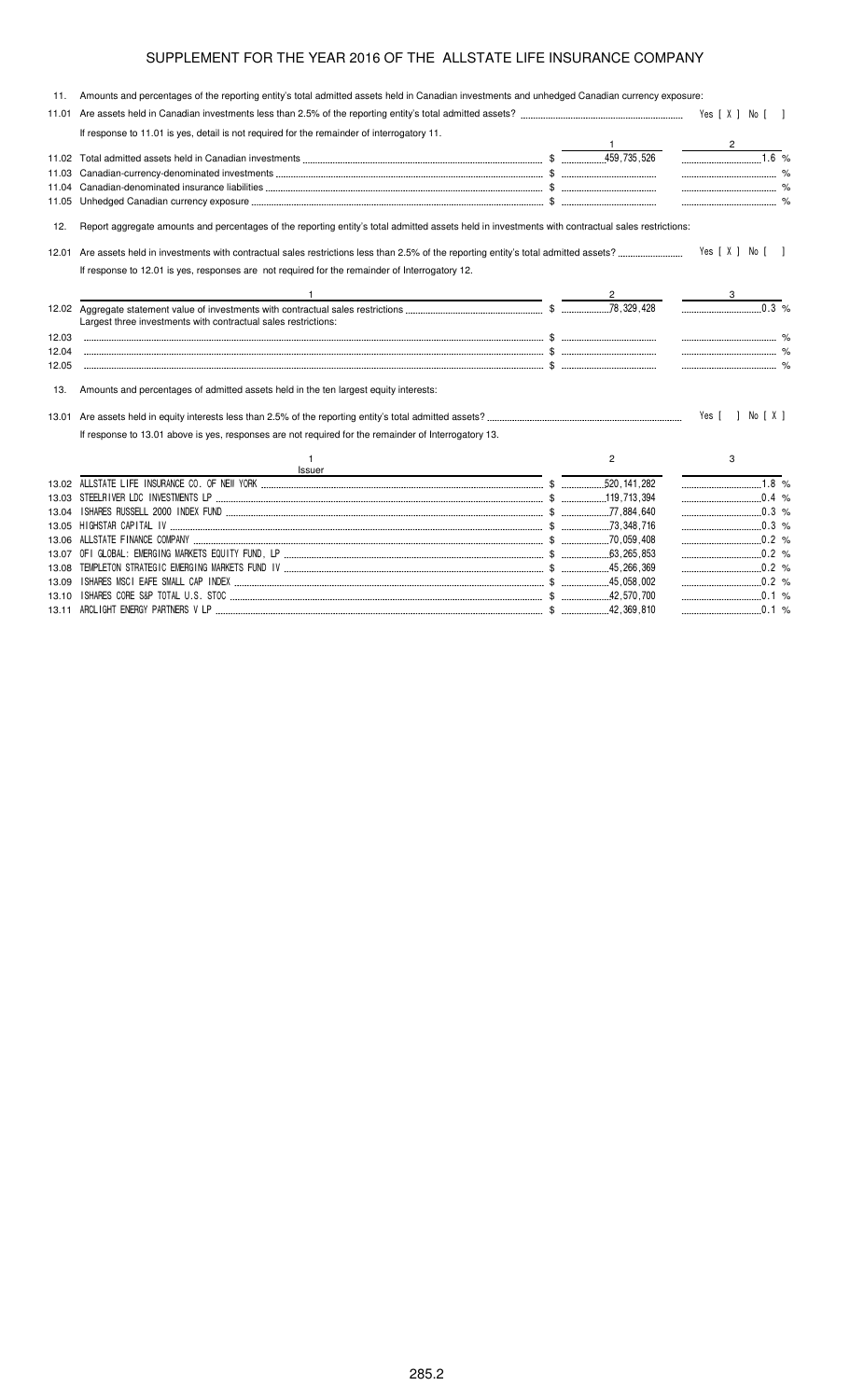# SUPPLEMENT FOR THE YEAR 2016 OF THE ALLSTATE LIFE INSURANCE COMPANY

11. Amounts and percentages of the reporting entity's total admitted assets held in Canadian investments and unhedged Canadian currency exposure:

11.01 Are assets held in Canadian investments less than 2.5% of the reporting entity's total admitted assets? Yes [ X ] No [ ]

If response to 11.01 is yes, detail is not required for the remainder of interrogatory 11.

| | | 1 | 2 |
|---|---|---|---|
| 11.02 | Total admitted assets held in Canadian investments | $ 459,735,526 | 1.6 % |
| 11.03 | Canadian-currency-denominated investments | $ | % |
| 11.04 | Canadian-denominated insurance liabilities | $ | % |
| 11.05 | Unhedged Canadian currency exposure | $ | % |

12. Report aggregate amounts and percentages of the reporting entity's total admitted assets held in investments with contractual sales restrictions:

12.01 Are assets held in investments with contractual sales restrictions less than 2.5% of the reporting entity's total admitted assets? Yes [ X ] No [ ]

If response to 12.01 is yes, responses are not required for the remainder of Interrogatory 12.

| | 1 | 2 | 3 |
|---|---|---|---|
| 12.02 | Aggregate statement value of investments with contractual sales restrictions | $ 78,329,428 | 0.3 % |
| | Largest three investments with contractual sales restrictions: | | |
| 12.03 | | $ | % |
| 12.04 | | $ | % |
| 12.05 | | $ | % |

13. Amounts and percentages of admitted assets held in the ten largest equity interests:

13.01 Are assets held in equity interests less than 2.5% of the reporting entity's total admitted assets? Yes [ ] No [ X ]

If response to 13.01 above is yes, responses are not required for the remainder of Interrogatory 13.

| | 1<br>Issuer | 2 | 3 |
|---|---|---|---|
| 13.02 | ALLSTATE LIFE INSURANCE CO. OF NEW YORK | $ 520,141,282 | 1.8 % |
| 13.03 | STEELRIVER LDC INVESTMENTS LP | $ 119,713,394 | 0.4 % |
| 13.04 | ISHARES RUSSELL 2000 INDEX FUND | $ 77,884,640 | 0.3 % |
| 13.05 | HIGHSTAR CAPITAL IV | $ 73,348,716 | 0.3 % |
| 13.06 | ALLSTATE FINANCE COMPANY | $ 70,059,408 | 0.2 % |
| 13.07 | OFI GLOBAL: EMERGING MARKETS EQUITY FUND, LP | $ 63,265,853 | 0.2 % |
| 13.08 | TEMPLETON STRATEGIC EMERGING MARKETS FUND IV | $ 45,266,369 | 0.2 % |
| 13.09 | ISHARES MSCI EAFE SMALL CAP INDEX | $ 45,058,002 | 0.2 % |
| 13.10 | ISHARES CORE S&P TOTAL U.S. STOC | $ 42,570,700 | 0.1 % |
| 13.11 | ARCLIGHT ENERGY PARTNERS V LP | $ 42,369,810 | 0.1 % |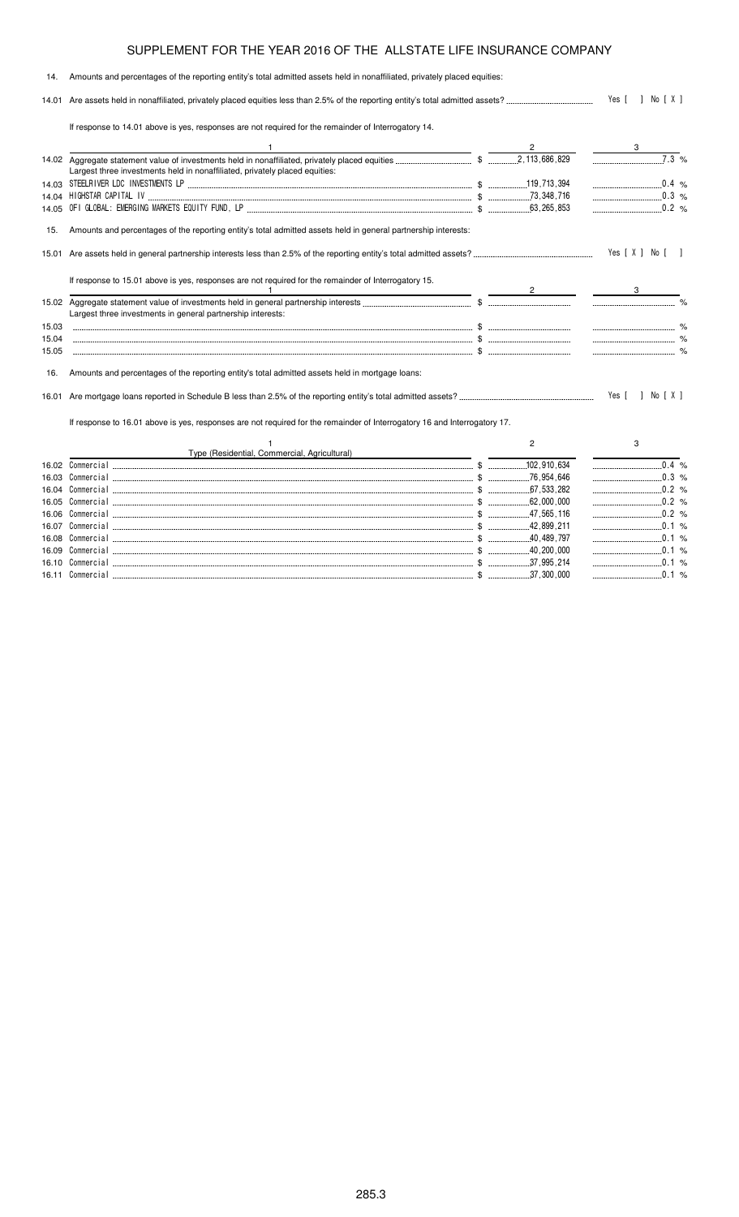# SUPPLEMENT FOR THE YEAR 2016 OF THE ALLSTATE LIFE INSURANCE COMPANY

14. Amounts and percentages of the reporting entity's total admitted assets held in nonaffiliated, privately placed equities:

14.01 Are assets held in nonaffiliated, privately placed equities less than 2.5% of the reporting entity's total admitted assets? Yes [ ] No [ X ]

If response to 14.01 above is yes, responses are not required for the remainder of Interrogatory 14.

| | 1 | 2 | 3 |
|---|---|---|---|
| 14.02 | Aggregate statement value of investments held in nonaffiliated, privately placed equities | $ 2,113,686,829 | 7.3 % |
| | Largest three investments held in nonaffiliated, privately placed equities: | | |
| 14.03 | STEELRIVER LDC INVESTMENTS LP | $ 119,713,394 | 0.4 % |
| 14.04 | HIGHSTAR CAPITAL IV | $ 73,348,716 | 0.3 % |
| 14.05 | OFI GLOBAL: EMERGING MARKETS EQUITY FUND, LP | $ 63,265,853 | 0.2 % |

15. Amounts and percentages of the reporting entity's total admitted assets held in general partnership interests:

15.01 Are assets held in general partnership interests less than 2.5% of the reporting entity's total admitted assets? Yes [ X ] No [ ]

If response to 15.01 above is yes, responses are not required for the remainder of Interrogatory 15.

| | 1 | 2 | 3 |
|---|---|---|---|
| 15.02 | Aggregate statement value of investments held in general partnership interests | $ | % |
| | Largest three investments in general partnership interests: | | |
| 15.03 | | $ | % |
| 15.04 | | $ | % |
| 15.05 | | $ | % |

16. Amounts and percentages of the reporting entity's total admitted assets held in mortgage loans:

16.01 Are mortgage loans reported in Schedule B less than 2.5% of the reporting entity's total admitted assets? Yes [ ] No [ X ]

If response to 16.01 above is yes, responses are not required for the remainder of Interrogatory 16 and Interrogatory 17.

| | 1<br>Type (Residential, Commercial, Agricultural) | 2 | 3 |
|---|---|---|---|
| 16.02 | Commercial | $ 102,910,634 | 0.4 % |
| 16.03 | Commercial | $ 76,954,646 | 0.3 % |
| 16.04 | Commercial | $ 67,533,282 | 0.2 % |
| 16.05 | Commercial | $ 62,000,000 | 0.2 % |
| 16.06 | Commercial | $ 47,565,116 | 0.2 % |
| 16.07 | Commercial | $ 42,899,211 | 0.1 % |
| 16.08 | Commercial | $ 40,489,797 | 0.1 % |
| 16.09 | Commercial | $ 40,200,000 | 0.1 % |
| 16.10 | Commercial | $ 37,995,214 | 0.1 % |
| 16.11 | Commercial | $ 37,300,000 | 0.1 % |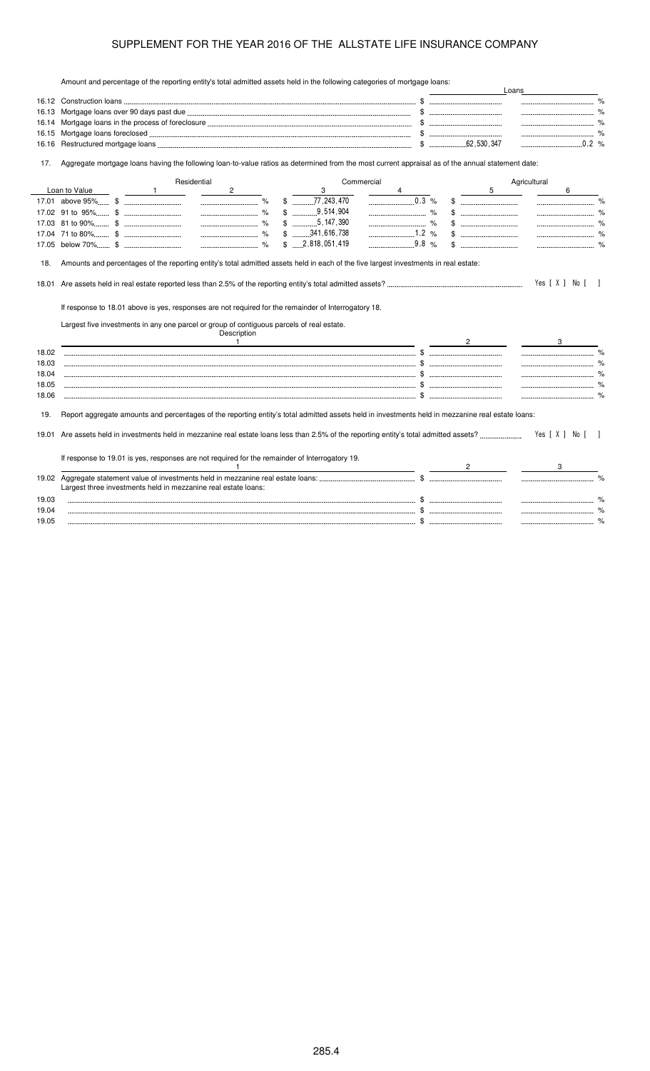# SUPPLEMENT FOR THE YEAR 2016 OF THE ALLSTATE LIFE INSURANCE COMPANY

Amount and percentage of the reporting entity's total admitted assets held in the following categories of mortgage loans:

| | | Loans | |
|---|---|---|---|
| 16.12 | Construction loans | $ | % |
| 16.13 | Mortgage loans over 90 days past due | $ | % |
| 16.14 | Mortgage loans in the process of foreclosure | $ | % |
| 16.15 | Mortgage loans foreclosed | $ | % |
| 16.16 | Restructured mortgage loans | $ 62,530,347 | 0.2 % |

17. Aggregate mortgage loans having the following loan-to-value ratios as determined from the most current appraisal as of the annual statement date:

| Loan to Value | Residential 1 | Residential 2 | Commercial 3 | Commercial 4 | Agricultural 5 | Agricultural 6 |
|---|---|---|---|---|---|---|
| 17.01 above 95% | $ | % | $ 77,243,470 | 0.3 % | $ | % |
| 17.02 91 to 95% | $ | % | $ 9,514,904 | % | $ | % |
| 17.03 81 to 90% | $ | % | $ 5,147,390 | % | $ | % |
| 17.04 71 to 80% | $ | % | $ 341,616,738 | 1.2 % | $ | % |
| 17.05 below 70% | $ | % | $ 2,818,051,419 | 9.8 % | $ | % |

18. Amounts and percentages of the reporting entity's total admitted assets held in each of the five largest investments in real estate:

18.01 Are assets held in real estate reported less than 2.5% of the reporting entity's total admitted assets? Yes [ X ] No [ ]

If response to 18.01 above is yes, responses are not required for the remainder of Interrogatory 18.

Largest five investments in any one parcel or group of contiguous parcels of real estate.

| | Description 1 | 2 | 3 |
|---|---|---|---|
| 18.02 | | $ | % |
| 18.03 | | $ | % |
| 18.04 | | $ | % |
| 18.05 | | $ | % |
| 18.06 | | $ | % |

19. Report aggregate amounts and percentages of the reporting entity's total admitted assets held in investments held in mezzanine real estate loans:

19.01 Are assets held in investments held in mezzanine real estate loans less than 2.5% of the reporting entity's total admitted assets? Yes [ X ] No [ ]

If response to 19.01 is yes, responses are not required for the remainder of Interrogatory 19.

| | 1 | 2 | 3 |
|---|---|---|---|
| 19.02 | Aggregate statement value of investments held in mezzanine real estate loans: | $ | % |
| | Largest three investments held in mezzanine real estate loans: | | |
| 19.03 | | $ | % |
| 19.04 | | $ | % |
| 19.05 | | $ | % |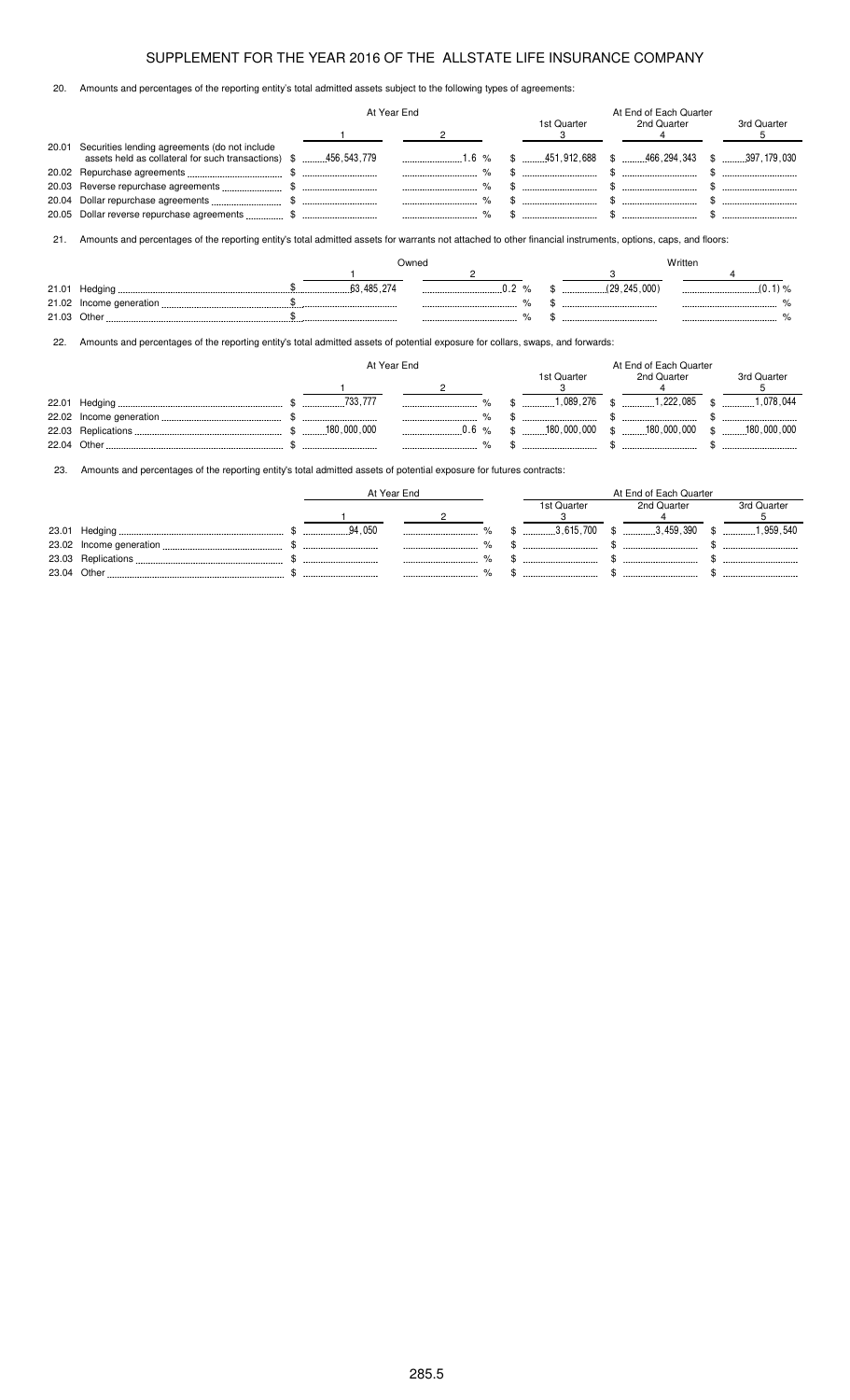## SUPPLEMENT FOR THE YEAR 2016 OF THE ALLSTATE LIFE INSURANCE COMPANY

20. Amounts and percentages of the reporting entity's total admitted assets subject to the following types of agreements:

| | At Year End | | At End of Each Quarter | | |
|---|---|---|---|---|---|
| | | | 1st Quarter | 2nd Quarter | 3rd Quarter |
| | 1 | 2 | 3 | 4 | 5 |
| 20.01 Securities lending agreements (do not include assets held as collateral for such transactions) | $ 456,543,779 | 1.6 % | $ 451,912,688 | $ 466,294,343 | $ 397,179,030 |
| 20.02 Repurchase agreements | $ | % | $ | $ | $ |
| 20.03 Reverse repurchase agreements | $ | % | $ | $ | $ |
| 20.04 Dollar repurchase agreements | $ | % | $ | $ | $ |
| 20.05 Dollar reverse repurchase agreements | $ | % | $ | $ | $ |

21. Amounts and percentages of the reporting entity's total admitted assets for warrants not attached to other financial instruments, options, caps, and floors:

| | Owned | | Written | |
|---|---|---|---|---|
| | 1 | 2 | 3 | 4 |
| 21.01 Hedging | $ 63,485,274 | 0.2 % | $ (29,245,000) | (0.1) % |
| 21.02 Income generation | $ | % | $ | % |
| 21.03 Other | $ | % | $ | % |

22. Amounts and percentages of the reporting entity's total admitted assets of potential exposure for collars, swaps, and forwards:

| | At Year End | | At End of Each Quarter | | |
|---|---|---|---|---|---|
| | | | 1st Quarter | 2nd Quarter | 3rd Quarter |
| | 1 | 2 | 3 | 4 | 5 |
| 22.01 Hedging | $ 733,777 | % | $ 1,089,276 | $ 1,222,085 | $ 1,078,044 |
| 22.02 Income generation | $ | % | $ | $ | $ |
| 22.03 Replications | $ 180,000,000 | 0.6 % | $ 180,000,000 | $ 180,000,000 | $ 180,000,000 |
| 22.04 Other | $ | % | $ | $ | $ |

23. Amounts and percentages of the reporting entity's total admitted assets of potential exposure for futures contracts:

| | At Year End | | At End of Each Quarter | | |
|---|---|---|---|---|---|
| | | | 1st Quarter | 2nd Quarter | 3rd Quarter |
| | 1 | 2 | 3 | 4 | 5 |
| 23.01 Hedging | $ 94,050 | % | $ 3,615,700 | $ 3,459,390 | $ 1,959,540 |
| 23.02 Income generation | $ | % | $ | $ | $ |
| 23.03 Replications | $ | % | $ | $ | $ |
| 23.04 Other | $ | % | $ | $ | $ |